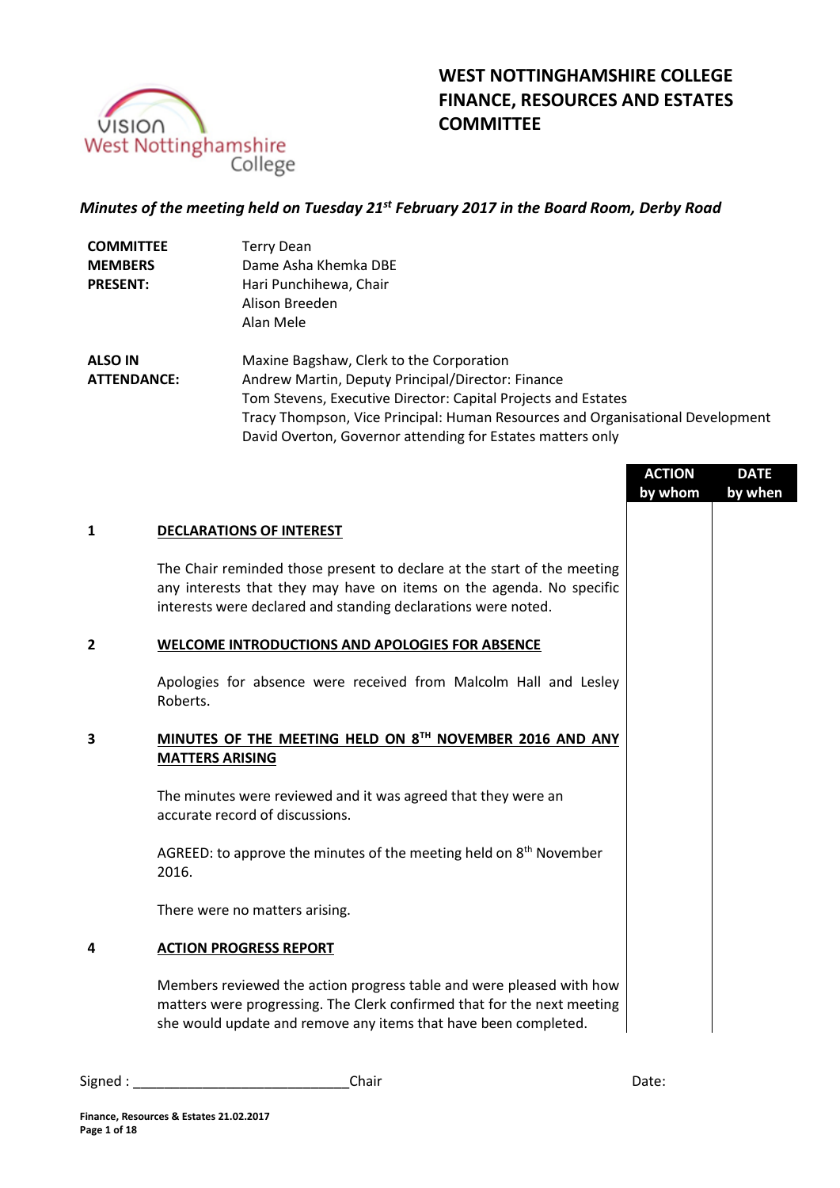# WEST NOTTINGHAMSHIRE COLLEGE FINANCE, RESOURCES AND ESTATES COMMITTEE

*Minutes of the meeting held on Tuesday 21st February 2017 in the Board Room, Derby Road*

| | |
|---|---|
| **COMMITTEE MEMBERS PRESENT:** | Terry Dean<br>Dame Asha Khemka DBE<br>Hari Punchihewa, Chair<br>Alison Breeden<br>Alan Mele |
| **ALSO IN ATTENDANCE:** | Maxine Bagshaw, Clerk to the Corporation<br>Andrew Martin, Deputy Principal/Director: Finance<br>Tom Stevens, Executive Director: Capital Projects and Estates<br>Tracy Thompson, Vice Principal: Human Resources and Organisational Development<br>David Overton, Governor attending for Estates matters only |

| | | ACTION by whom | DATE by when |
|---|---|---|---|
| **1** | **DECLARATIONS OF INTEREST** | | |
| | The Chair reminded those present to declare at the start of the meeting any interests that they may have on items on the agenda. No specific interests were declared and standing declarations were noted. | | |
| **2** | **WELCOME INTRODUCTIONS AND APOLOGIES FOR ABSENCE** | | |
| | Apologies for absence were received from Malcolm Hall and Lesley Roberts. | | |
| **3** | **MINUTES OF THE MEETING HELD ON 8TH NOVEMBER 2016 AND ANY MATTERS ARISING** | | |
| | The minutes were reviewed and it was agreed that they were an accurate record of discussions. | | |
| | AGREED: to approve the minutes of the meeting held on 8th November 2016. | | |
| | There were no matters arising. | | |
| **4** | **ACTION PROGRESS REPORT** | | |
| | Members reviewed the action progress table and were pleased with how matters were progressing. The Clerk confirmed that for the next meeting she would update and remove any items that have been completed. | | |

Signed : ____________________________Chair Date: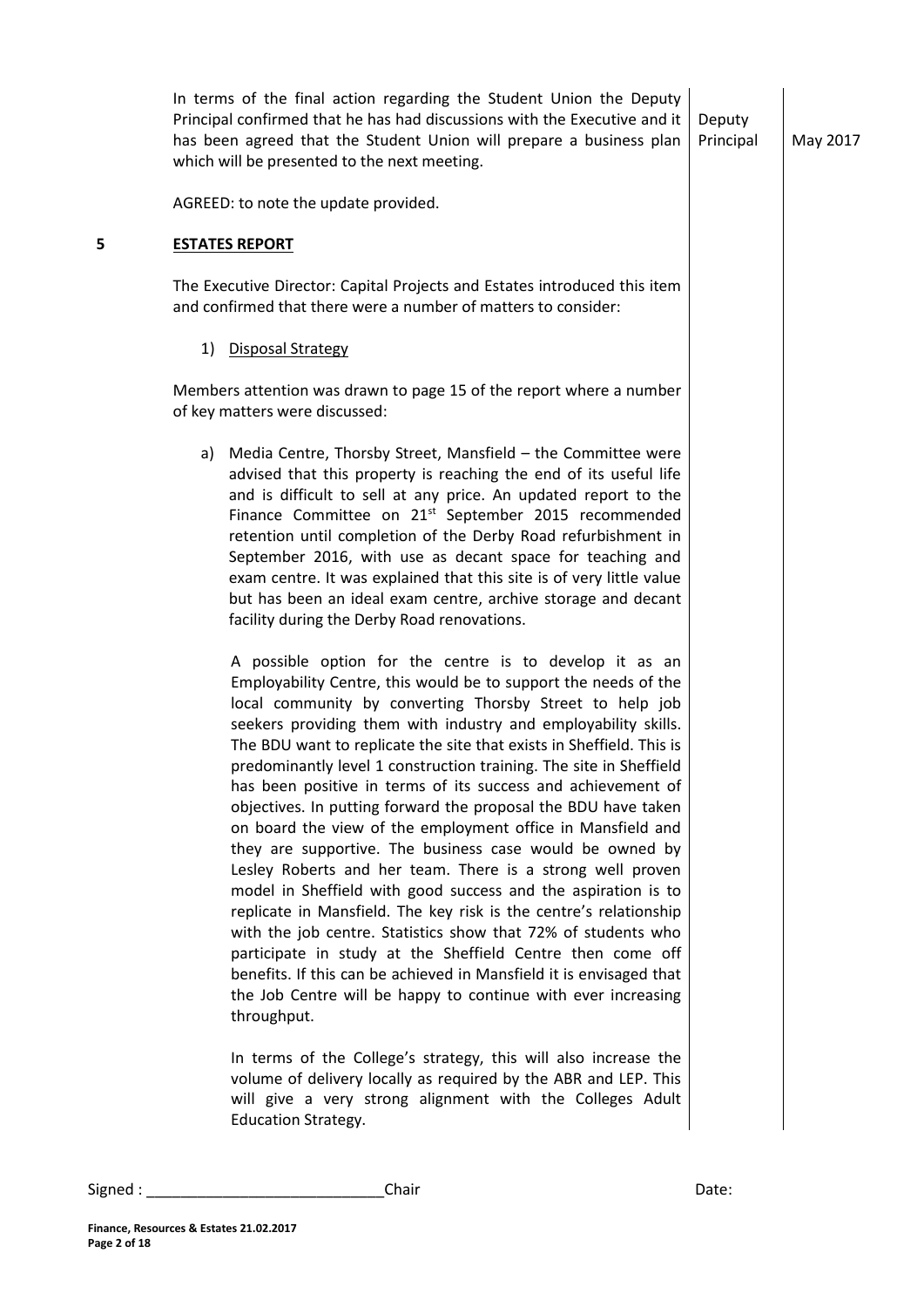In terms of the final action regarding the Student Union the Deputy Principal confirmed that he has had discussions with the Executive and it has been agreed that the Student Union will prepare a business plan which will be presented to the next meeting. — Deputy Principal — May 2017

AGREED: to note the update provided.

## 5 ESTATES REPORT

The Executive Director: Capital Projects and Estates introduced this item and confirmed that there were a number of matters to consider:

1) Disposal Strategy

Members attention was drawn to page 15 of the report where a number of key matters were discussed:

a) Media Centre, Thorsby Street, Mansfield – the Committee were advised that this property is reaching the end of its useful life and is difficult to sell at any price. An updated report to the Finance Committee on 21st September 2015 recommended retention until completion of the Derby Road refurbishment in September 2016, with use as decant space for teaching and exam centre. It was explained that this site is of very little value but has been an ideal exam centre, archive storage and decant facility during the Derby Road renovations.

   A possible option for the centre is to develop it as an Employability Centre, this would be to support the needs of the local community by converting Thorsby Street to help job seekers providing them with industry and employability skills. The BDU want to replicate the site that exists in Sheffield. This is predominantly level 1 construction training. The site in Sheffield has been positive in terms of its success and achievement of objectives. In putting forward the proposal the BDU have taken on board the view of the employment office in Mansfield and they are supportive. The business case would be owned by Lesley Roberts and her team. There is a strong well proven model in Sheffield with good success and the aspiration is to replicate in Mansfield. The key risk is the centre's relationship with the job centre. Statistics show that 72% of students who participate in study at the Sheffield Centre then come off benefits. If this can be achieved in Mansfield it is envisaged that the Job Centre will be happy to continue with ever increasing throughput.

   In terms of the College's strategy, this will also increase the volume of delivery locally as required by the ABR and LEP. This will give a very strong alignment with the Colleges Adult Education Strategy.

Signed : ____________________________Chair  Date: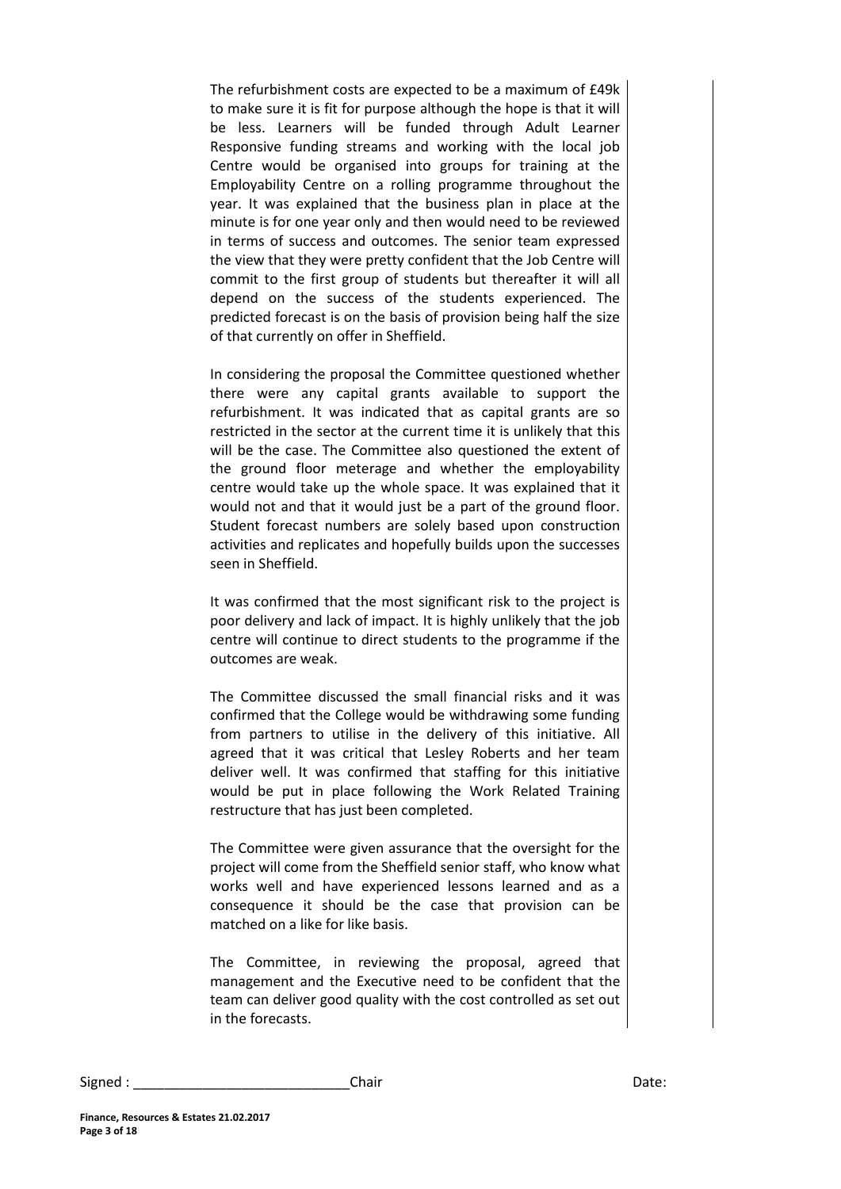The refurbishment costs are expected to be a maximum of £49k to make sure it is fit for purpose although the hope is that it will be less. Learners will be funded through Adult Learner Responsive funding streams and working with the local job Centre would be organised into groups for training at the Employability Centre on a rolling programme throughout the year. It was explained that the business plan in place at the minute is for one year only and then would need to be reviewed in terms of success and outcomes. The senior team expressed the view that they were pretty confident that the Job Centre will commit to the first group of students but thereafter it will all depend on the success of the students experienced. The predicted forecast is on the basis of provision being half the size of that currently on offer in Sheffield.

In considering the proposal the Committee questioned whether there were any capital grants available to support the refurbishment. It was indicated that as capital grants are so restricted in the sector at the current time it is unlikely that this will be the case. The Committee also questioned the extent of the ground floor meterage and whether the employability centre would take up the whole space. It was explained that it would not and that it would just be a part of the ground floor. Student forecast numbers are solely based upon construction activities and replicates and hopefully builds upon the successes seen in Sheffield.

It was confirmed that the most significant risk to the project is poor delivery and lack of impact. It is highly unlikely that the job centre will continue to direct students to the programme if the outcomes are weak.

The Committee discussed the small financial risks and it was confirmed that the College would be withdrawing some funding from partners to utilise in the delivery of this initiative. All agreed that it was critical that Lesley Roberts and her team deliver well. It was confirmed that staffing for this initiative would be put in place following the Work Related Training restructure that has just been completed.

The Committee were given assurance that the oversight for the project will come from the Sheffield senior staff, who know what works well and have experienced lessons learned and as a consequence it should be the case that provision can be matched on a like for like basis.

The Committee, in reviewing the proposal, agreed that management and the Executive need to be confident that the team can deliver good quality with the cost controlled as set out in the forecasts.

Signed : ___________________________Chair Date:

**Finance, Resources & Estates 21.02.2017**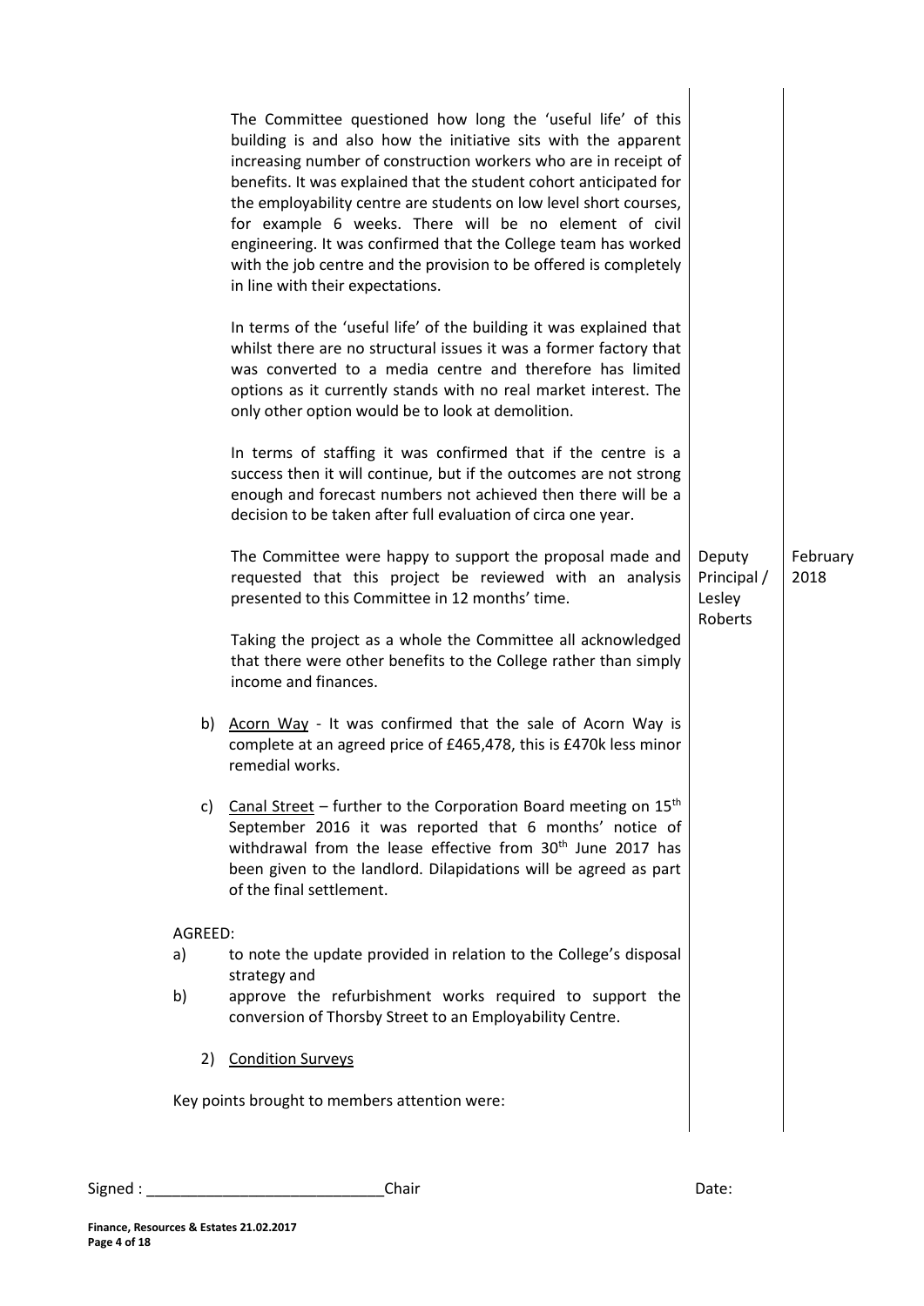The Committee questioned how long the 'useful life' of this building is and also how the initiative sits with the apparent increasing number of construction workers who are in receipt of benefits. It was explained that the student cohort anticipated for the employability centre are students on low level short courses, for example 6 weeks. There will be no element of civil engineering. It was confirmed that the College team has worked with the job centre and the provision to be offered is completely in line with their expectations.

In terms of the 'useful life' of the building it was explained that whilst there are no structural issues it was a former factory that was converted to a media centre and therefore has limited options as it currently stands with no real market interest. The only other option would be to look at demolition.

In terms of staffing it was confirmed that if the centre is a success then it will continue, but if the outcomes are not strong enough and forecast numbers not achieved then there will be a decision to be taken after full evaluation of circa one year.

| | | |
|---|---|---|
| The Committee were happy to support the proposal made and requested that this project be reviewed with an analysis presented to this Committee in 12 months' time. | Deputy Principal / Lesley Roberts | February 2018 |

Taking the project as a whole the Committee all acknowledged that there were other benefits to the College rather than simply income and finances.

b) Acorn Way - It was confirmed that the sale of Acorn Way is complete at an agreed price of £465,478, this is £470k less minor remedial works.

c) Canal Street – further to the Corporation Board meeting on 15th September 2016 it was reported that 6 months' notice of withdrawal from the lease effective from 30th June 2017 has been given to the landlord. Dilapidations will be agreed as part of the final settlement.

AGREED:

a) to note the update provided in relation to the College's disposal strategy and

b) approve the refurbishment works required to support the conversion of Thorsby Street to an Employability Centre.

2) Condition Surveys

Key points brought to members attention were:

Signed : ____________________________Chair Date: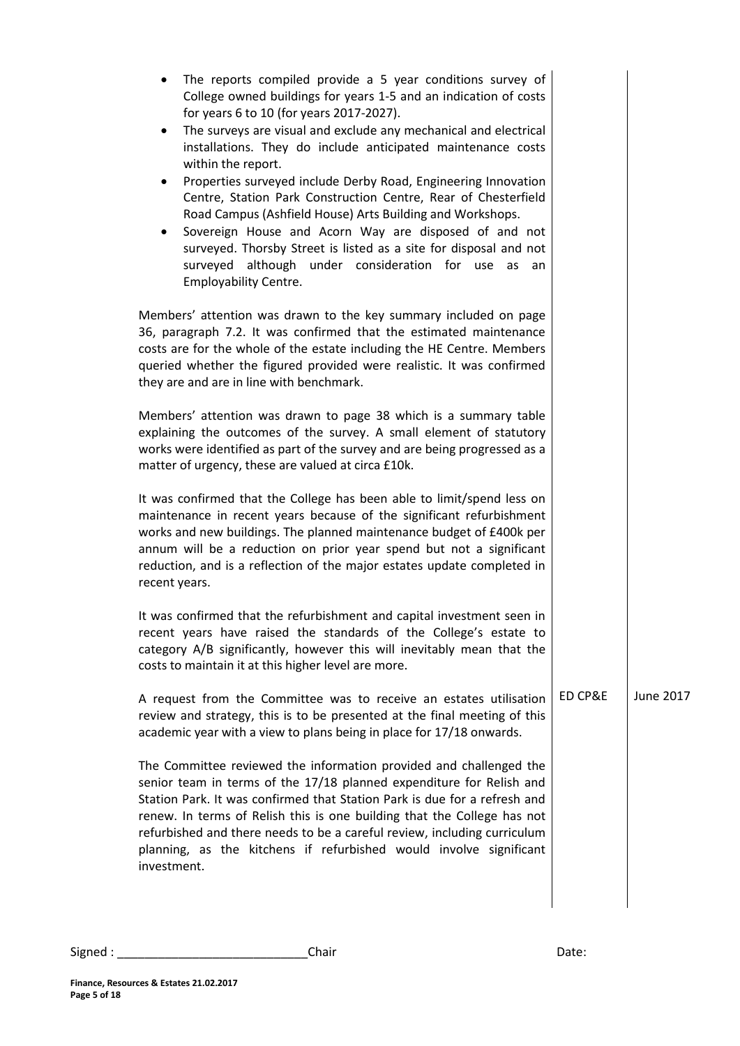| | | |
|---|---|---|
| - The reports compiled provide a 5 year conditions survey of College owned buildings for years 1-5 and an indication of costs for years 6 to 10 (for years 2017-2027).<br>- The surveys are visual and exclude any mechanical and electrical installations. They do include anticipated maintenance costs within the report.<br>- Properties surveyed include Derby Road, Engineering Innovation Centre, Station Park Construction Centre, Rear of Chesterfield Road Campus (Ashfield House) Arts Building and Workshops.<br>- Sovereign House and Acorn Way are disposed of and not surveyed. Thorsby Street is listed as a site for disposal and not surveyed although under consideration for use as an Employability Centre. | | |
| Members' attention was drawn to the key summary included on page 36, paragraph 7.2. It was confirmed that the estimated maintenance costs are for the whole of the estate including the HE Centre. Members queried whether the figured provided were realistic. It was confirmed they are and are in line with benchmark. | | |
| Members' attention was drawn to page 38 which is a summary table explaining the outcomes of the survey. A small element of statutory works were identified as part of the survey and are being progressed as a matter of urgency, these are valued at circa £10k. | | |
| It was confirmed that the College has been able to limit/spend less on maintenance in recent years because of the significant refurbishment works and new buildings. The planned maintenance budget of £400k per annum will be a reduction on prior year spend but not a significant reduction, and is a reflection of the major estates update completed in recent years. | | |
| It was confirmed that the refurbishment and capital investment seen in recent years have raised the standards of the College's estate to category A/B significantly, however this will inevitably mean that the costs to maintain it at this higher level are more. | | |
| A request from the Committee was to receive an estates utilisation review and strategy, this is to be presented at the final meeting of this academic year with a view to plans being in place for 17/18 onwards. | ED CP&E | June 2017 |
| The Committee reviewed the information provided and challenged the senior team in terms of the 17/18 planned expenditure for Relish and Station Park. It was confirmed that Station Park is due for a refresh and renew. In terms of Relish this is one building that the College has not refurbished and there needs to be a careful review, including curriculum planning, as the kitchens if refurbished would involve significant investment. | | |

Signed : ____________________________Chair Date: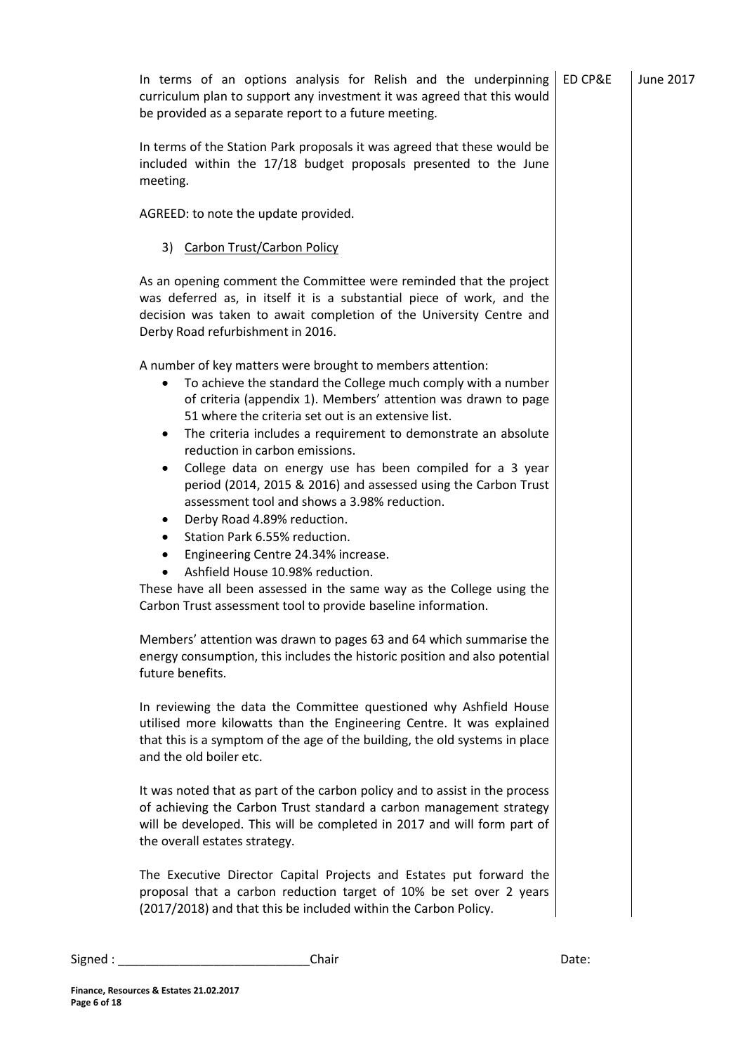| | | |
|---|---|---|
| In terms of an options analysis for Relish and the underpinning curriculum plan to support any investment it was agreed that this would be provided as a separate report to a future meeting. | ED CP&E | June 2017 |

In terms of the Station Park proposals it was agreed that these would be included within the 17/18 budget proposals presented to the June meeting.

AGREED: to note the update provided.

3) <u>Carbon Trust/Carbon Policy</u>

As an opening comment the Committee were reminded that the project was deferred as, in itself it is a substantial piece of work, and the decision was taken to await completion of the University Centre and Derby Road refurbishment in 2016.

A number of key matters were brought to members attention:

- To achieve the standard the College much comply with a number of criteria (appendix 1). Members' attention was drawn to page 51 where the criteria set out is an extensive list.
- The criteria includes a requirement to demonstrate an absolute reduction in carbon emissions.
- College data on energy use has been compiled for a 3 year period (2014, 2015 & 2016) and assessed using the Carbon Trust assessment tool and shows a 3.98% reduction.
- Derby Road 4.89% reduction.
- Station Park 6.55% reduction.
- Engineering Centre 24.34% increase.
- Ashfield House 10.98% reduction.

These have all been assessed in the same way as the College using the Carbon Trust assessment tool to provide baseline information.

Members' attention was drawn to pages 63 and 64 which summarise the energy consumption, this includes the historic position and also potential future benefits.

In reviewing the data the Committee questioned why Ashfield House utilised more kilowatts than the Engineering Centre. It was explained that this is a symptom of the age of the building, the old systems in place and the old boiler etc.

It was noted that as part of the carbon policy and to assist in the process of achieving the Carbon Trust standard a carbon management strategy will be developed. This will be completed in 2017 and will form part of the overall estates strategy.

The Executive Director Capital Projects and Estates put forward the proposal that a carbon reduction target of 10% be set over 2 years (2017/2018) and that this be included within the Carbon Policy.

Signed : ____________________________Chair Date:

**Finance, Resources & Estates 21.02.2017**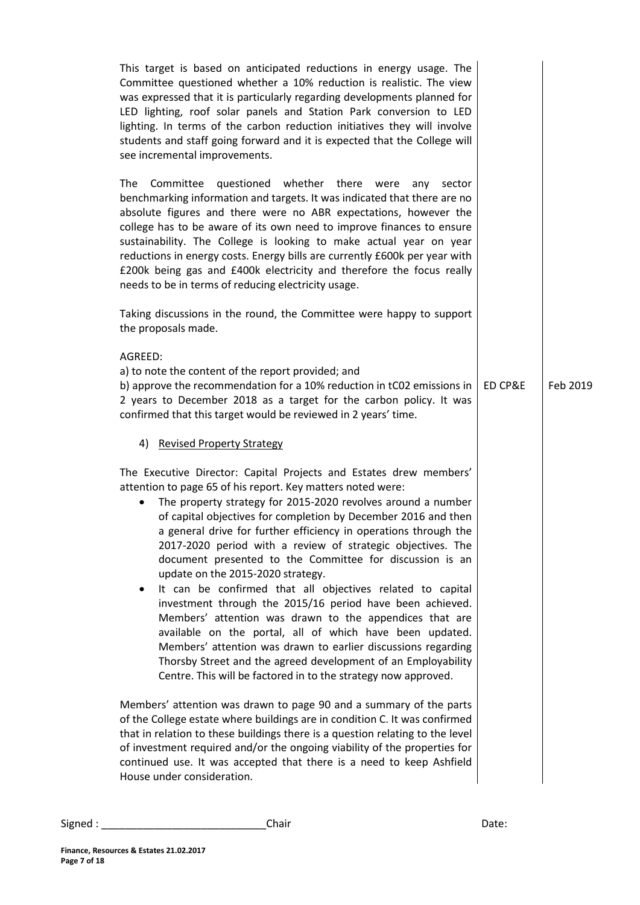This target is based on anticipated reductions in energy usage. The Committee questioned whether a 10% reduction is realistic. The view was expressed that it is particularly regarding developments planned for LED lighting, roof solar panels and Station Park conversion to LED lighting. In terms of the carbon reduction initiatives they will involve students and staff going forward and it is expected that the College will see incremental improvements.

The Committee questioned whether there were any sector benchmarking information and targets. It was indicated that there are no absolute figures and there were no ABR expectations, however the college has to be aware of its own need to improve finances to ensure sustainability. The College is looking to make actual year on year reductions in energy costs. Energy bills are currently £600k per year with £200k being gas and £400k electricity and therefore the focus really needs to be in terms of reducing electricity usage.

Taking discussions in the round, the Committee were happy to support the proposals made.

| | | |
|---|---|---|
| AGREED:<br>a) to note the content of the report provided; and<br>b) approve the recommendation for a 10% reduction in tC02 emissions in 2 years to December 2018 as a target for the carbon policy. It was confirmed that this target would be reviewed in 2 years' time. | ED CP&E | Feb 2019 |

4) <u>Revised Property Strategy</u>

The Executive Director: Capital Projects and Estates drew members' attention to page 65 of his report. Key matters noted were:

- The property strategy for 2015-2020 revolves around a number of capital objectives for completion by December 2016 and then a general drive for further efficiency in operations through the 2017-2020 period with a review of strategic objectives. The document presented to the Committee for discussion is an update on the 2015-2020 strategy.
- It can be confirmed that all objectives related to capital investment through the 2015/16 period have been achieved. Members' attention was drawn to the appendices that are available on the portal, all of which have been updated. Members' attention was drawn to earlier discussions regarding Thorsby Street and the agreed development of an Employability Centre. This will be factored in to the strategy now approved.

Members' attention was drawn to page 90 and a summary of the parts of the College estate where buildings are in condition C. It was confirmed that in relation to these buildings there is a question relating to the level of investment required and/or the ongoing viability of the properties for continued use. It was accepted that there is a need to keep Ashfield House under consideration.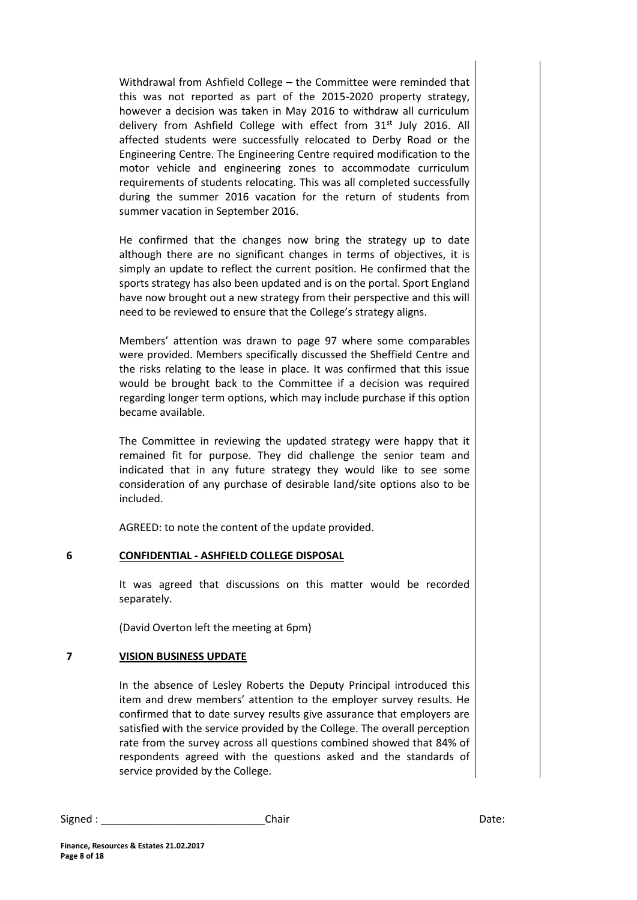Withdrawal from Ashfield College – the Committee were reminded that this was not reported as part of the 2015-2020 property strategy, however a decision was taken in May 2016 to withdraw all curriculum delivery from Ashfield College with effect from 31st July 2016. All affected students were successfully relocated to Derby Road or the Engineering Centre. The Engineering Centre required modification to the motor vehicle and engineering zones to accommodate curriculum requirements of students relocating. This was all completed successfully during the summer 2016 vacation for the return of students from summer vacation in September 2016.

He confirmed that the changes now bring the strategy up to date although there are no significant changes in terms of objectives, it is simply an update to reflect the current position. He confirmed that the sports strategy has also been updated and is on the portal. Sport England have now brought out a new strategy from their perspective and this will need to be reviewed to ensure that the College's strategy aligns.

Members' attention was drawn to page 97 where some comparables were provided. Members specifically discussed the Sheffield Centre and the risks relating to the lease in place. It was confirmed that this issue would be brought back to the Committee if a decision was required regarding longer term options, which may include purchase if this option became available.

The Committee in reviewing the updated strategy were happy that it remained fit for purpose. They did challenge the senior team and indicated that in any future strategy they would like to see some consideration of any purchase of desirable land/site options also to be included.

AGREED: to note the content of the update provided.

## 6 CONFIDENTIAL - ASHFIELD COLLEGE DISPOSAL

It was agreed that discussions on this matter would be recorded separately.

(David Overton left the meeting at 6pm)

## 7 VISION BUSINESS UPDATE

In the absence of Lesley Roberts the Deputy Principal introduced this item and drew members' attention to the employer survey results. He confirmed that to date survey results give assurance that employers are satisfied with the service provided by the College. The overall perception rate from the survey across all questions combined showed that 84% of respondents agreed with the questions asked and the standards of service provided by the College.

Signed : ____________________________ Chair Date: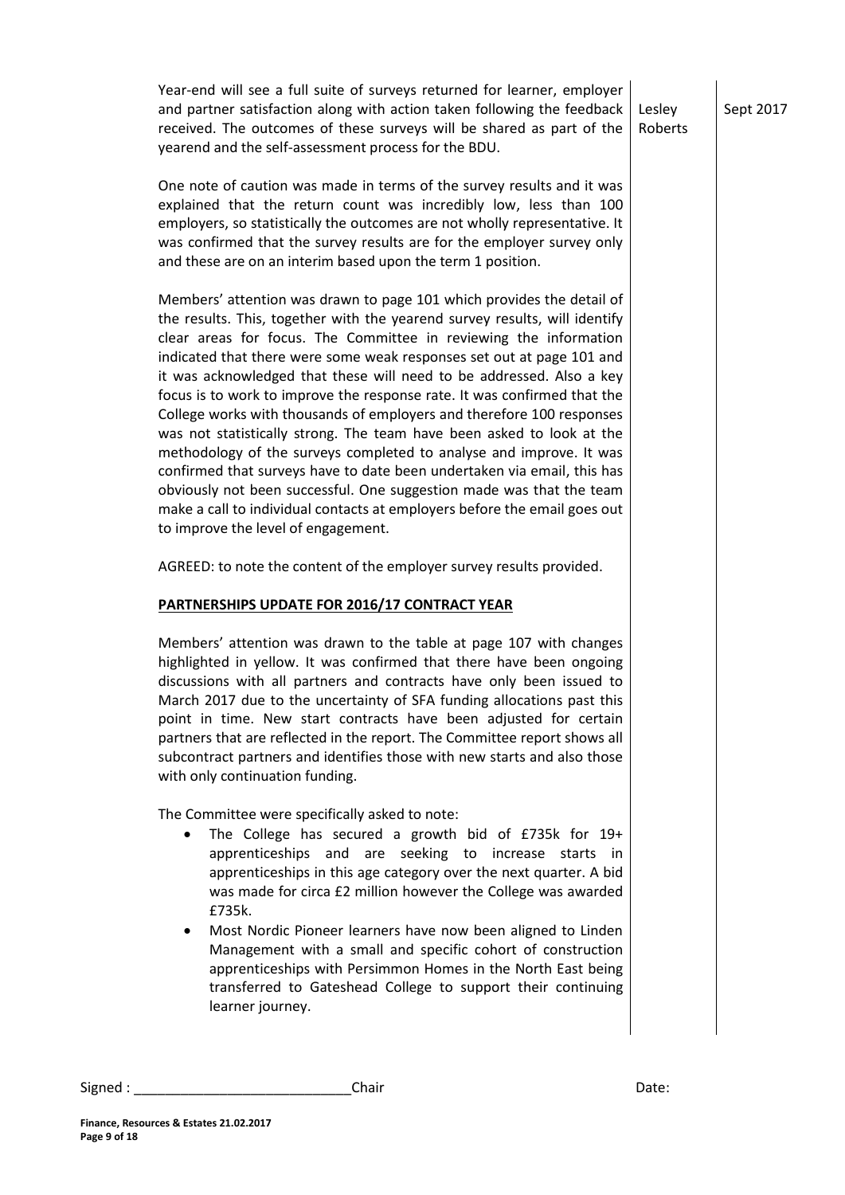| | | |
|---|---|---|
| Year-end will see a full suite of surveys returned for learner, employer and partner satisfaction along with action taken following the feedback received. The outcomes of these surveys will be shared as part of the yearend and the self-assessment process for the BDU. | Lesley Roberts | Sept 2017 |

One note of caution was made in terms of the survey results and it was explained that the return count was incredibly low, less than 100 employers, so statistically the outcomes are not wholly representative. It was confirmed that the survey results are for the employer survey only and these are on an interim based upon the term 1 position.

Members' attention was drawn to page 101 which provides the detail of the results. This, together with the yearend survey results, will identify clear areas for focus. The Committee in reviewing the information indicated that there were some weak responses set out at page 101 and it was acknowledged that these will need to be addressed. Also a key focus is to work to improve the response rate. It was confirmed that the College works with thousands of employers and therefore 100 responses was not statistically strong. The team have been asked to look at the methodology of the surveys completed to analyse and improve. It was confirmed that surveys have to date been undertaken via email, this has obviously not been successful. One suggestion made was that the team make a call to individual contacts at employers before the email goes out to improve the level of engagement.

AGREED: to note the content of the employer survey results provided.

**PARTNERSHIPS UPDATE FOR 2016/17 CONTRACT YEAR**

Members' attention was drawn to the table at page 107 with changes highlighted in yellow. It was confirmed that there have been ongoing discussions with all partners and contracts have only been issued to March 2017 due to the uncertainty of SFA funding allocations past this point in time. New start contracts have been adjusted for certain partners that are reflected in the report. The Committee report shows all subcontract partners and identifies those with new starts and also those with only continuation funding.

The Committee were specifically asked to note:

- The College has secured a growth bid of £735k for 19+ apprenticeships and are seeking to increase starts in apprenticeships in this age category over the next quarter. A bid was made for circa £2 million however the College was awarded £735k.
- Most Nordic Pioneer learners have now been aligned to Linden Management with a small and specific cohort of construction apprenticeships with Persimmon Homes in the North East being transferred to Gateshead College to support their continuing learner journey.

Signed : ____________________________Chair                                                                 Date:

**Finance, Resources & Estates 21.02.2017**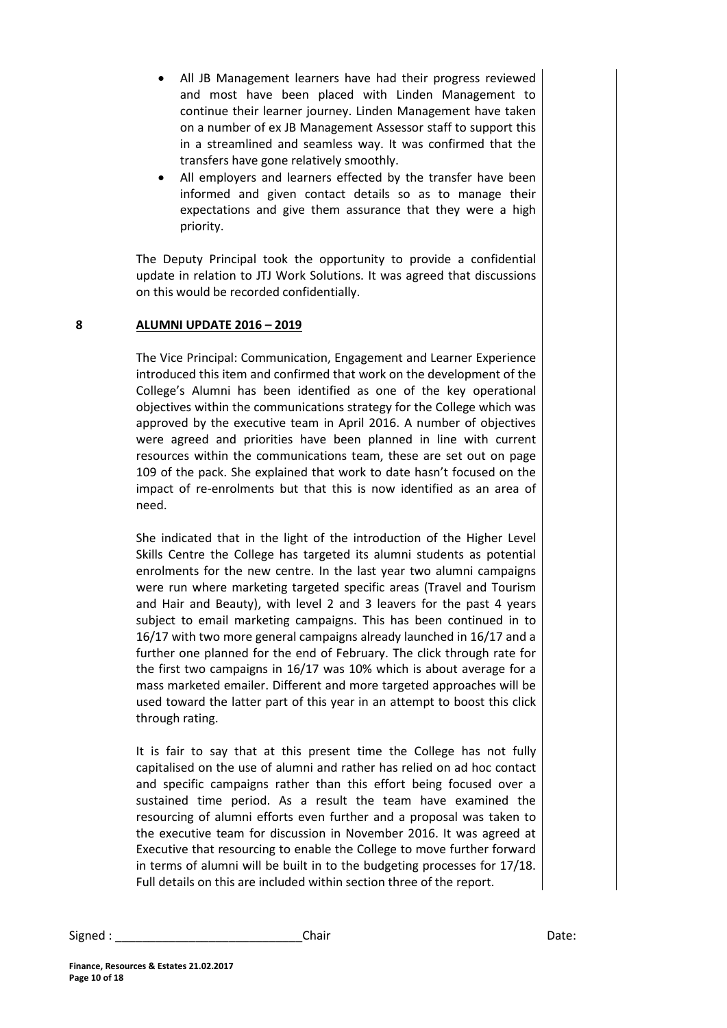- All JB Management learners have had their progress reviewed and most have been placed with Linden Management to continue their learner journey. Linden Management have taken on a number of ex JB Management Assessor staff to support this in a streamlined and seamless way. It was confirmed that the transfers have gone relatively smoothly.
- All employers and learners effected by the transfer have been informed and given contact details so as to manage their expectations and give them assurance that they were a high priority.

The Deputy Principal took the opportunity to provide a confidential update in relation to JTJ Work Solutions. It was agreed that discussions on this would be recorded confidentially.

**8 ALUMNI UPDATE 2016 – 2019**

The Vice Principal: Communication, Engagement and Learner Experience introduced this item and confirmed that work on the development of the College's Alumni has been identified as one of the key operational objectives within the communications strategy for the College which was approved by the executive team in April 2016. A number of objectives were agreed and priorities have been planned in line with current resources within the communications team, these are set out on page 109 of the pack. She explained that work to date hasn't focused on the impact of re-enrolments but that this is now identified as an area of need.

She indicated that in the light of the introduction of the Higher Level Skills Centre the College has targeted its alumni students as potential enrolments for the new centre. In the last year two alumni campaigns were run where marketing targeted specific areas (Travel and Tourism and Hair and Beauty), with level 2 and 3 leavers for the past 4 years subject to email marketing campaigns. This has been continued in to 16/17 with two more general campaigns already launched in 16/17 and a further one planned for the end of February. The click through rate for the first two campaigns in 16/17 was 10% which is about average for a mass marketed emailer. Different and more targeted approaches will be used toward the latter part of this year in an attempt to boost this click through rating.

It is fair to say that at this present time the College has not fully capitalised on the use of alumni and rather has relied on ad hoc contact and specific campaigns rather than this effort being focused over a sustained time period. As a result the team have examined the resourcing of alumni efforts even further and a proposal was taken to the executive team for discussion in November 2016. It was agreed at Executive that resourcing to enable the College to move further forward in terms of alumni will be built in to the budgeting processes for 17/18. Full details on this are included within section three of the report.

Signed : ____________________________ Chair Date: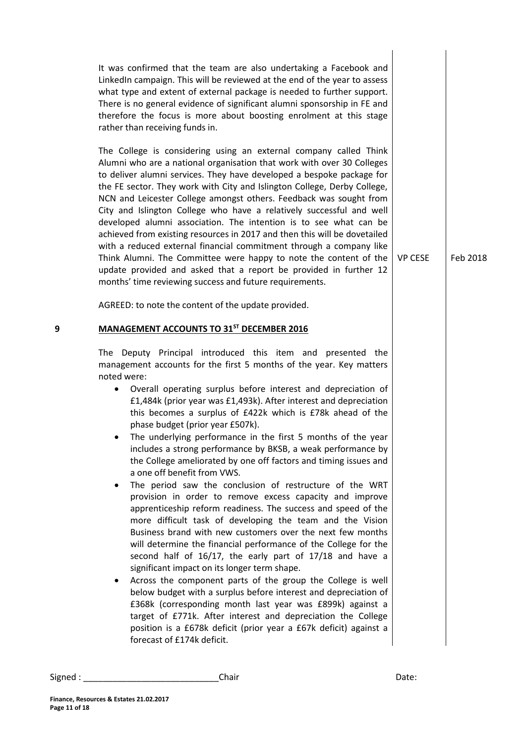It was confirmed that the team are also undertaking a Facebook and LinkedIn campaign. This will be reviewed at the end of the year to assess what type and extent of external package is needed to further support. There is no general evidence of significant alumni sponsorship in FE and therefore the focus is more about boosting enrolment at this stage rather than receiving funds in.

The College is considering using an external company called Think Alumni who are a national organisation that work with over 30 Colleges to deliver alumni services. They have developed a bespoke package for the FE sector. They work with City and Islington College, Derby College, NCN and Leicester College amongst others. Feedback was sought from City and Islington College who have a relatively successful and well developed alumni association. The intention is to see what can be achieved from existing resources in 2017 and then this will be dovetailed with a reduced external financial commitment through a company like Think Alumni. The Committee were happy to note the content of the update provided and asked that a report be provided in further 12 months' time reviewing success and future requirements. — **VP CESE** — **Feb 2018**

AGREED: to note the content of the update provided.

## 9 MANAGEMENT ACCOUNTS TO 31ST DECEMBER 2016

The Deputy Principal introduced this item and presented the management accounts for the first 5 months of the year. Key matters noted were:

- Overall operating surplus before interest and depreciation of £1,484k (prior year was £1,493k). After interest and depreciation this becomes a surplus of £422k which is £78k ahead of the phase budget (prior year £507k).
- The underlying performance in the first 5 months of the year includes a strong performance by BKSB, a weak performance by the College ameliorated by one off factors and timing issues and a one off benefit from VWS.
- The period saw the conclusion of restructure of the WRT provision in order to remove excess capacity and improve apprenticeship reform readiness. The success and speed of the more difficult task of developing the team and the Vision Business brand with new customers over the next few months will determine the financial performance of the College for the second half of 16/17, the early part of 17/18 and have a significant impact on its longer term shape.
- Across the component parts of the group the College is well below budget with a surplus before interest and depreciation of £368k (corresponding month last year was £899k) against a target of £771k. After interest and depreciation the College position is a £678k deficit (prior year a £67k deficit) against a forecast of £174k deficit.

Signed : ____________________________ Chair Date: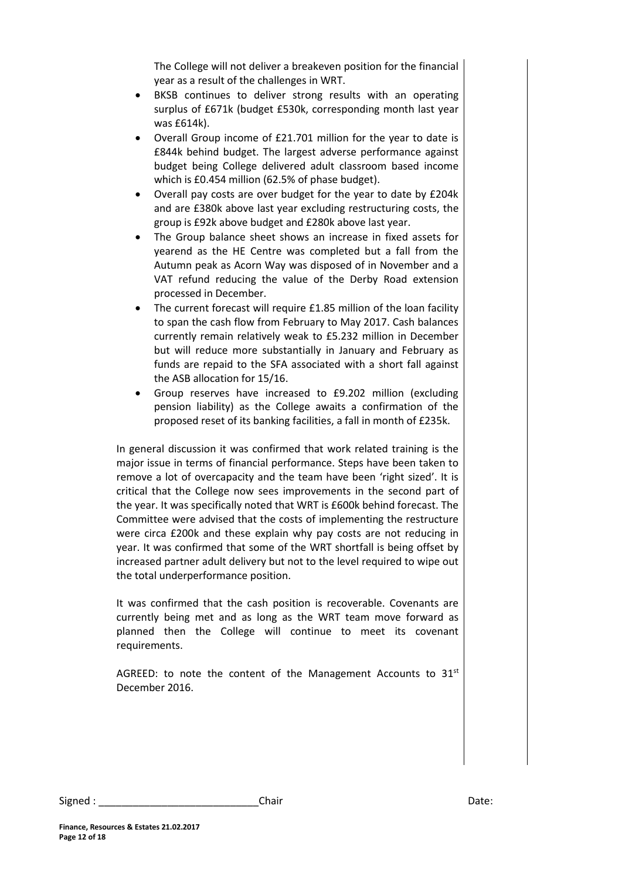The College will not deliver a breakeven position for the financial year as a result of the challenges in WRT.

- BKSB continues to deliver strong results with an operating surplus of £671k (budget £530k, corresponding month last year was £614k).
- Overall Group income of £21.701 million for the year to date is £844k behind budget. The largest adverse performance against budget being College delivered adult classroom based income which is £0.454 million (62.5% of phase budget).
- Overall pay costs are over budget for the year to date by £204k and are £380k above last year excluding restructuring costs, the group is £92k above budget and £280k above last year.
- The Group balance sheet shows an increase in fixed assets for yearend as the HE Centre was completed but a fall from the Autumn peak as Acorn Way was disposed of in November and a VAT refund reducing the value of the Derby Road extension processed in December.
- The current forecast will require £1.85 million of the loan facility to span the cash flow from February to May 2017. Cash balances currently remain relatively weak to £5.232 million in December but will reduce more substantially in January and February as funds are repaid to the SFA associated with a short fall against the ASB allocation for 15/16.
- Group reserves have increased to £9.202 million (excluding pension liability) as the College awaits a confirmation of the proposed reset of its banking facilities, a fall in month of £235k.

In general discussion it was confirmed that work related training is the major issue in terms of financial performance. Steps have been taken to remove a lot of overcapacity and the team have been 'right sized'. It is critical that the College now sees improvements in the second part of the year. It was specifically noted that WRT is £600k behind forecast. The Committee were advised that the costs of implementing the restructure were circa £200k and these explain why pay costs are not reducing in year. It was confirmed that some of the WRT shortfall is being offset by increased partner adult delivery but not to the level required to wipe out the total underperformance position.

It was confirmed that the cash position is recoverable. Covenants are currently being met and as long as the WRT team move forward as planned then the College will continue to meet its covenant requirements.

AGREED: to note the content of the Management Accounts to 31st December 2016.

Signed : ____________________________Chair Date:

**Finance, Resources & Estates 21.02.2017**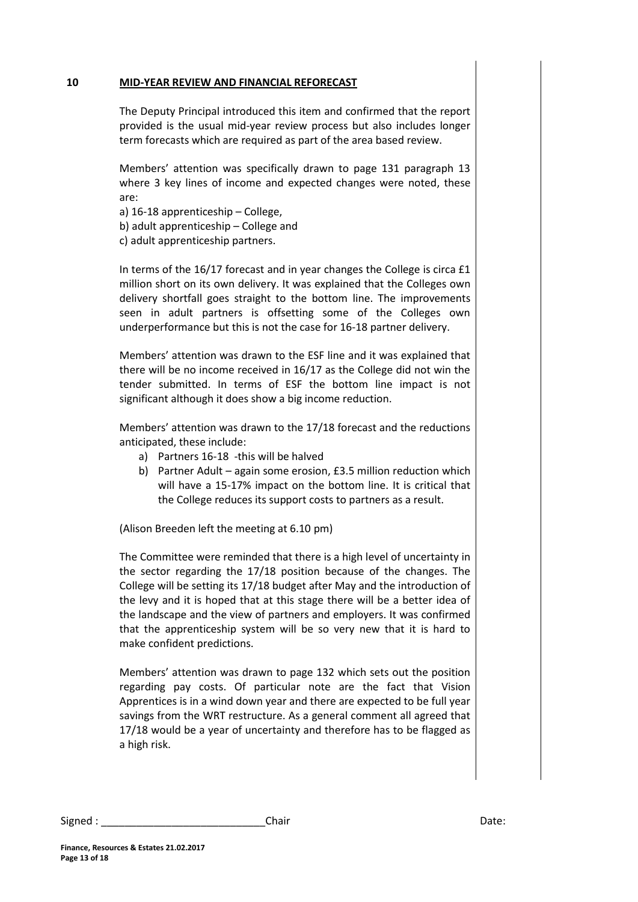## 10 MID-YEAR REVIEW AND FINANCIAL REFORECAST

The Deputy Principal introduced this item and confirmed that the report provided is the usual mid-year review process but also includes longer term forecasts which are required as part of the area based review.

Members' attention was specifically drawn to page 131 paragraph 13 where 3 key lines of income and expected changes were noted, these are:

a) 16-18 apprenticeship – College,
b) adult apprenticeship – College and
c) adult apprenticeship partners.

In terms of the 16/17 forecast and in year changes the College is circa £1 million short on its own delivery. It was explained that the Colleges own delivery shortfall goes straight to the bottom line. The improvements seen in adult partners is offsetting some of the Colleges own underperformance but this is not the case for 16-18 partner delivery.

Members' attention was drawn to the ESF line and it was explained that there will be no income received in 16/17 as the College did not win the tender submitted. In terms of ESF the bottom line impact is not significant although it does show a big income reduction.

Members' attention was drawn to the 17/18 forecast and the reductions anticipated, these include:

a) Partners 16-18 -this will be halved
b) Partner Adult – again some erosion, £3.5 million reduction which will have a 15-17% impact on the bottom line. It is critical that the College reduces its support costs to partners as a result.

(Alison Breeden left the meeting at 6.10 pm)

The Committee were reminded that there is a high level of uncertainty in the sector regarding the 17/18 position because of the changes. The College will be setting its 17/18 budget after May and the introduction of the levy and it is hoped that at this stage there will be a better idea of the landscape and the view of partners and employers. It was confirmed that the apprenticeship system will be so very new that it is hard to make confident predictions.

Members' attention was drawn to page 132 which sets out the position regarding pay costs. Of particular note are the fact that Vision Apprentices is in a wind down year and there are expected to be full year savings from the WRT restructure. As a general comment all agreed that 17/18 would be a year of uncertainty and therefore has to be flagged as a high risk.

Signed : ____________________________Chair Date:

**Finance, Resources & Estates 21.02.2017**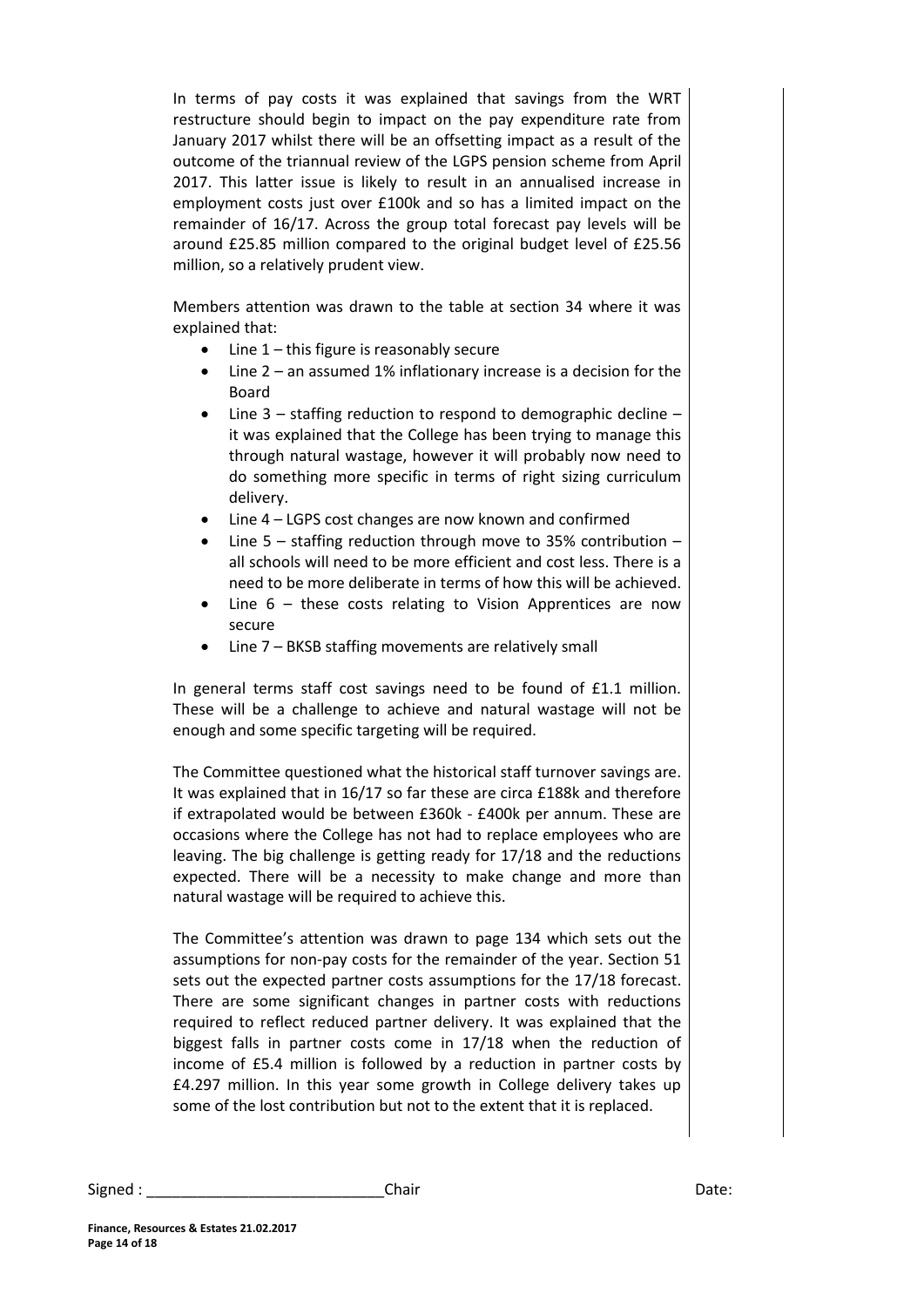In terms of pay costs it was explained that savings from the WRT restructure should begin to impact on the pay expenditure rate from January 2017 whilst there will be an offsetting impact as a result of the outcome of the triannual review of the LGPS pension scheme from April 2017. This latter issue is likely to result in an annualised increase in employment costs just over £100k and so has a limited impact on the remainder of 16/17. Across the group total forecast pay levels will be around £25.85 million compared to the original budget level of £25.56 million, so a relatively prudent view.

Members attention was drawn to the table at section 34 where it was explained that:

- Line 1 – this figure is reasonably secure
- Line 2 – an assumed 1% inflationary increase is a decision for the Board
- Line 3 – staffing reduction to respond to demographic decline – it was explained that the College has been trying to manage this through natural wastage, however it will probably now need to do something more specific in terms of right sizing curriculum delivery.
- Line 4 – LGPS cost changes are now known and confirmed
- Line 5 – staffing reduction through move to 35% contribution – all schools will need to be more efficient and cost less. There is a need to be more deliberate in terms of how this will be achieved.
- Line 6 – these costs relating to Vision Apprentices are now secure
- Line 7 – BKSB staffing movements are relatively small

In general terms staff cost savings need to be found of £1.1 million. These will be a challenge to achieve and natural wastage will not be enough and some specific targeting will be required.

The Committee questioned what the historical staff turnover savings are. It was explained that in 16/17 so far these are circa £188k and therefore if extrapolated would be between £360k - £400k per annum. These are occasions where the College has not had to replace employees who are leaving. The big challenge is getting ready for 17/18 and the reductions expected. There will be a necessity to make change and more than natural wastage will be required to achieve this.

The Committee's attention was drawn to page 134 which sets out the assumptions for non-pay costs for the remainder of the year. Section 51 sets out the expected partner costs assumptions for the 17/18 forecast. There are some significant changes in partner costs with reductions required to reflect reduced partner delivery. It was explained that the biggest falls in partner costs come in 17/18 when the reduction of income of £5.4 million is followed by a reduction in partner costs by £4.297 million. In this year some growth in College delivery takes up some of the lost contribution but not to the extent that it is replaced.

Signed : ____________________________ Chair Date:

**Finance, Resources & Estates 21.02.2017**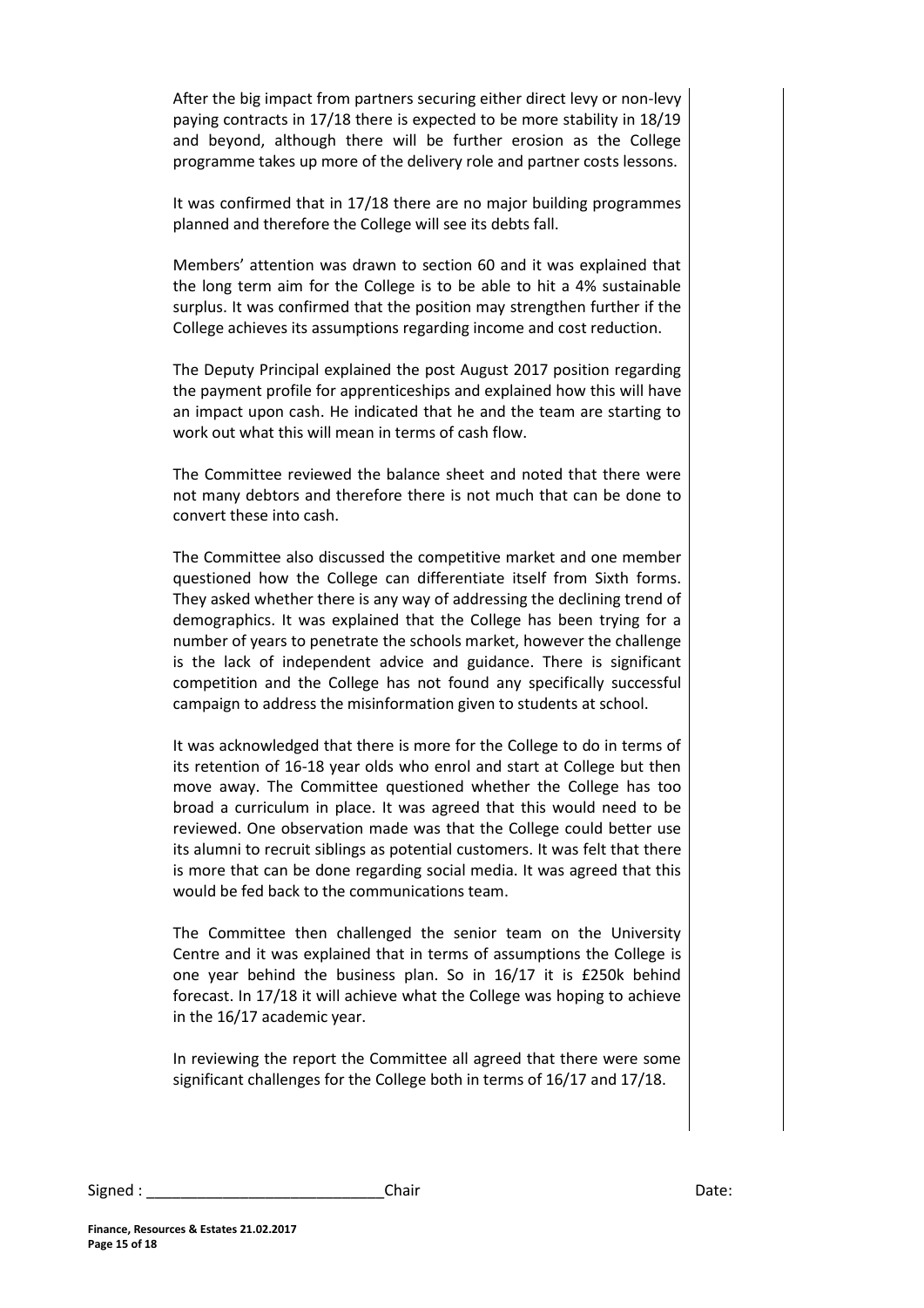After the big impact from partners securing either direct levy or non-levy paying contracts in 17/18 there is expected to be more stability in 18/19 and beyond, although there will be further erosion as the College programme takes up more of the delivery role and partner costs lessons.

It was confirmed that in 17/18 there are no major building programmes planned and therefore the College will see its debts fall.

Members' attention was drawn to section 60 and it was explained that the long term aim for the College is to be able to hit a 4% sustainable surplus. It was confirmed that the position may strengthen further if the College achieves its assumptions regarding income and cost reduction.

The Deputy Principal explained the post August 2017 position regarding the payment profile for apprenticeships and explained how this will have an impact upon cash. He indicated that he and the team are starting to work out what this will mean in terms of cash flow.

The Committee reviewed the balance sheet and noted that there were not many debtors and therefore there is not much that can be done to convert these into cash.

The Committee also discussed the competitive market and one member questioned how the College can differentiate itself from Sixth forms. They asked whether there is any way of addressing the declining trend of demographics. It was explained that the College has been trying for a number of years to penetrate the schools market, however the challenge is the lack of independent advice and guidance. There is significant competition and the College has not found any specifically successful campaign to address the misinformation given to students at school.

It was acknowledged that there is more for the College to do in terms of its retention of 16-18 year olds who enrol and start at College but then move away. The Committee questioned whether the College has too broad a curriculum in place. It was agreed that this would need to be reviewed. One observation made was that the College could better use its alumni to recruit siblings as potential customers. It was felt that there is more that can be done regarding social media. It was agreed that this would be fed back to the communications team.

The Committee then challenged the senior team on the University Centre and it was explained that in terms of assumptions the College is one year behind the business plan. So in 16/17 it is £250k behind forecast. In 17/18 it will achieve what the College was hoping to achieve in the 16/17 academic year.

In reviewing the report the Committee all agreed that there were some significant challenges for the College both in terms of 16/17 and 17/18.

Signed : ____________________________Chair Date: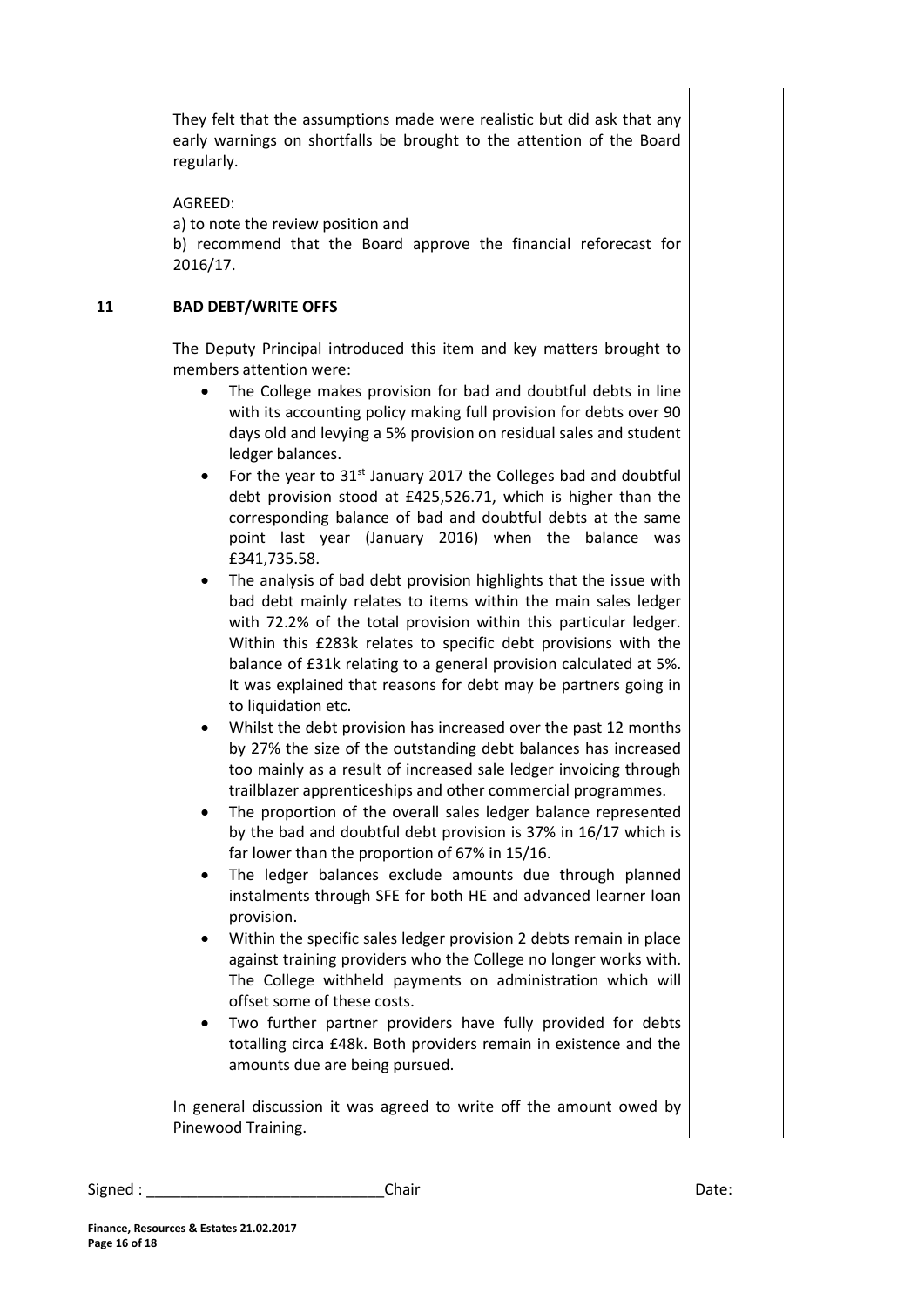They felt that the assumptions made were realistic but did ask that any early warnings on shortfalls be brought to the attention of the Board regularly.

AGREED:
a) to note the review position and
b) recommend that the Board approve the financial reforecast for 2016/17.

## 11 BAD DEBT/WRITE OFFS

The Deputy Principal introduced this item and key matters brought to members attention were:

- The College makes provision for bad and doubtful debts in line with its accounting policy making full provision for debts over 90 days old and levying a 5% provision on residual sales and student ledger balances.
- For the year to 31st January 2017 the Colleges bad and doubtful debt provision stood at £425,526.71, which is higher than the corresponding balance of bad and doubtful debts at the same point last year (January 2016) when the balance was £341,735.58.
- The analysis of bad debt provision highlights that the issue with bad debt mainly relates to items within the main sales ledger with 72.2% of the total provision within this particular ledger. Within this £283k relates to specific debt provisions with the balance of £31k relating to a general provision calculated at 5%. It was explained that reasons for debt may be partners going in to liquidation etc.
- Whilst the debt provision has increased over the past 12 months by 27% the size of the outstanding debt balances has increased too mainly as a result of increased sale ledger invoicing through trailblazer apprenticeships and other commercial programmes.
- The proportion of the overall sales ledger balance represented by the bad and doubtful debt provision is 37% in 16/17 which is far lower than the proportion of 67% in 15/16.
- The ledger balances exclude amounts due through planned instalments through SFE for both HE and advanced learner loan provision.
- Within the specific sales ledger provision 2 debts remain in place against training providers who the College no longer works with. The College withheld payments on administration which will offset some of these costs.
- Two further partner providers have fully provided for debts totalling circa £48k. Both providers remain in existence and the amounts due are being pursued.

In general discussion it was agreed to write off the amount owed by Pinewood Training.

Signed : ____________________________Chair Date: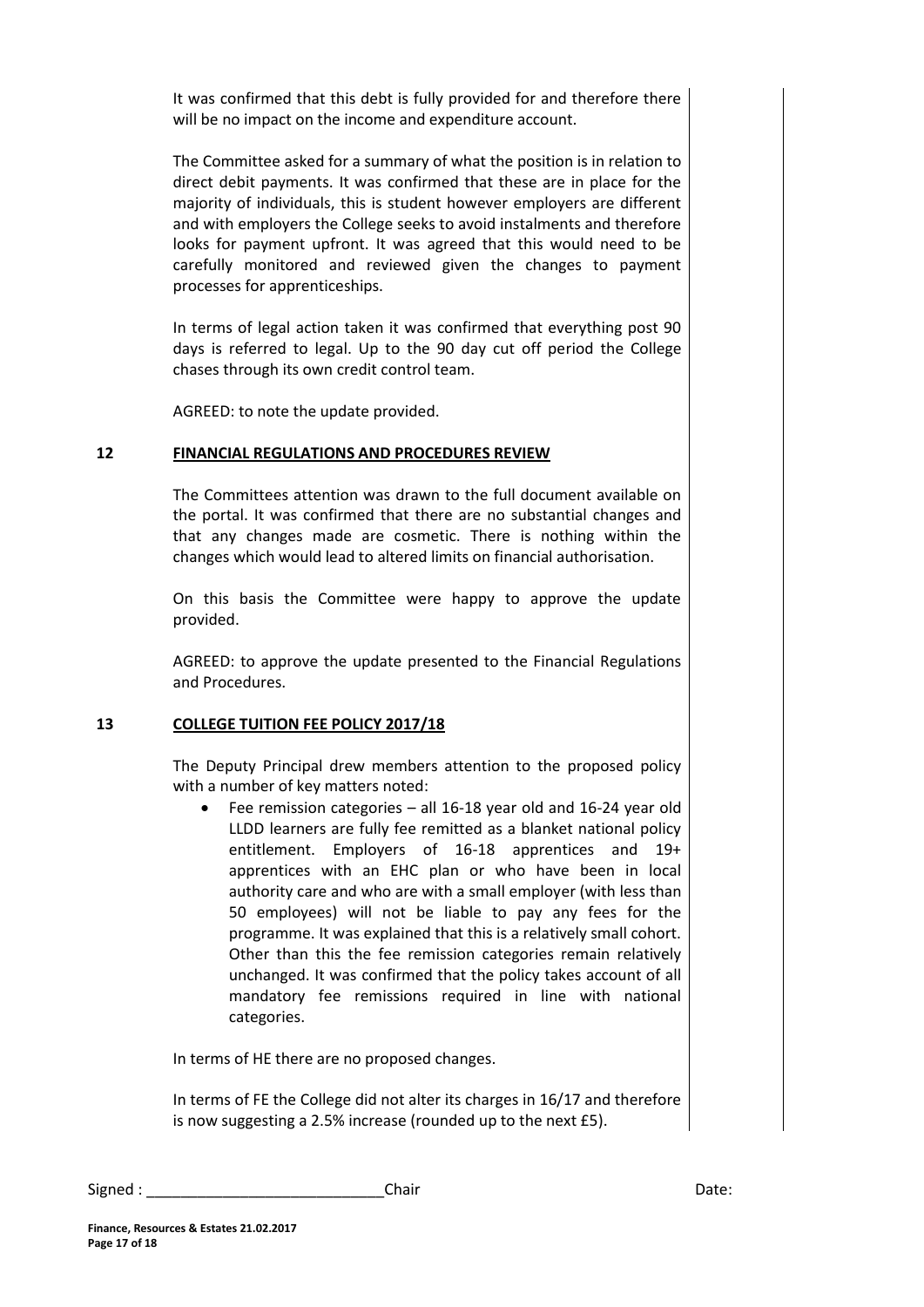It was confirmed that this debt is fully provided for and therefore there will be no impact on the income and expenditure account.

The Committee asked for a summary of what the position is in relation to direct debit payments. It was confirmed that these are in place for the majority of individuals, this is student however employers are different and with employers the College seeks to avoid instalments and therefore looks for payment upfront. It was agreed that this would need to be carefully monitored and reviewed given the changes to payment processes for apprenticeships.

In terms of legal action taken it was confirmed that everything post 90 days is referred to legal. Up to the 90 day cut off period the College chases through its own credit control team.

AGREED: to note the update provided.

## 12 FINANCIAL REGULATIONS AND PROCEDURES REVIEW

The Committees attention was drawn to the full document available on the portal. It was confirmed that there are no substantial changes and that any changes made are cosmetic. There is nothing within the changes which would lead to altered limits on financial authorisation.

On this basis the Committee were happy to approve the update provided.

AGREED: to approve the update presented to the Financial Regulations and Procedures.

## 13 COLLEGE TUITION FEE POLICY 2017/18

The Deputy Principal drew members attention to the proposed policy with a number of key matters noted:

- Fee remission categories – all 16-18 year old and 16-24 year old LLDD learners are fully fee remitted as a blanket national policy entitlement. Employers of 16-18 apprentices and 19+ apprentices with an EHC plan or who have been in local authority care and who are with a small employer (with less than 50 employees) will not be liable to pay any fees for the programme. It was explained that this is a relatively small cohort. Other than this the fee remission categories remain relatively unchanged. It was confirmed that the policy takes account of all mandatory fee remissions required in line with national categories.

In terms of HE there are no proposed changes.

In terms of FE the College did not alter its charges in 16/17 and therefore is now suggesting a 2.5% increase (rounded up to the next £5).

Signed : ____________________________Chair Date: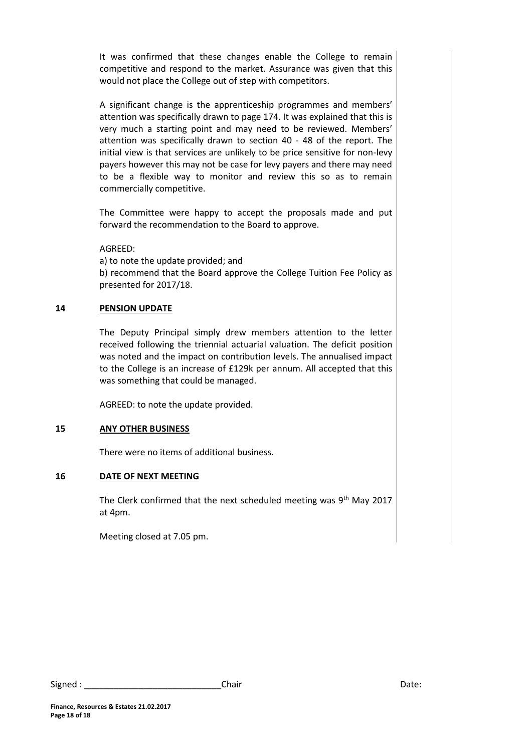It was confirmed that these changes enable the College to remain competitive and respond to the market. Assurance was given that this would not place the College out of step with competitors.

A significant change is the apprenticeship programmes and members' attention was specifically drawn to page 174. It was explained that this is very much a starting point and may need to be reviewed. Members' attention was specifically drawn to section 40 - 48 of the report. The initial view is that services are unlikely to be price sensitive for non-levy payers however this may not be case for levy payers and there may need to be a flexible way to monitor and review this so as to remain commercially competitive.

The Committee were happy to accept the proposals made and put forward the recommendation to the Board to approve.

AGREED:
a) to note the update provided; and
b) recommend that the Board approve the College Tuition Fee Policy as presented for 2017/18.

## 14 PENSION UPDATE

The Deputy Principal simply drew members attention to the letter received following the triennial actuarial valuation. The deficit position was noted and the impact on contribution levels. The annualised impact to the College is an increase of £129k per annum. All accepted that this was something that could be managed.

AGREED: to note the update provided.

## 15 ANY OTHER BUSINESS

There were no items of additional business.

## 16 DATE OF NEXT MEETING

The Clerk confirmed that the next scheduled meeting was 9th May 2017 at 4pm.

Meeting closed at 7.05 pm.

Signed : ____________________________Chair Date: